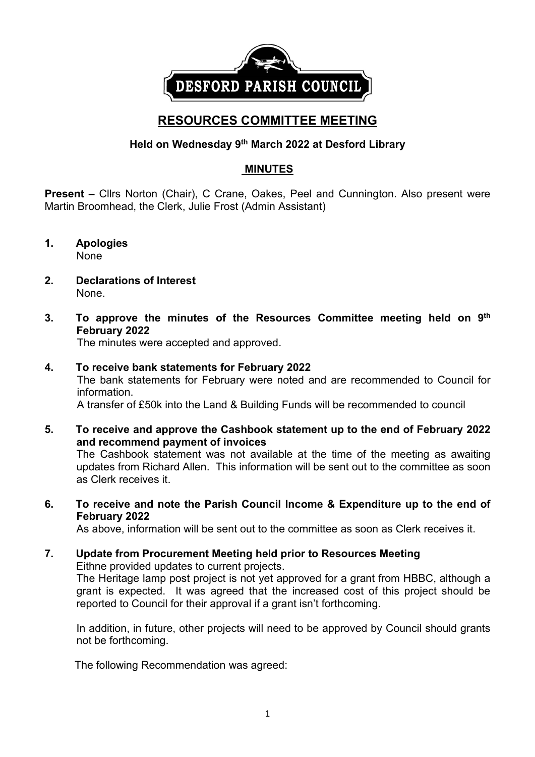DESFORD PARISH COUNCIL

# RESOURCES COMMITTEE MEETING

### Held on Wednesday 9th March 2022 at Desford Library

## MINUTES

**Present –** Cllrs Norton (Chair), C Crane, Oakes, Peel and Cunnington. Also present were Martin Broomhead, the Clerk, Julie Frost (Admin Assistant)

**1. Apologies**

None

**2. Declarations of Interest**

None.

**3. To approve the minutes of the Resources Committee meeting held on 9th February 2022**

The minutes were accepted and approved.

**4. To receive bank statements for February 2022**

The bank statements for February were noted and are recommended to Council for information.

A transfer of £50k into the Land & Building Funds will be recommended to council

**5. To receive and approve the Cashbook statement up to the end of February 2022 and recommend payment of invoices**

The Cashbook statement was not available at the time of the meeting as awaiting updates from Richard Allen. This information will be sent out to the committee as soon as Clerk receives it.

**6. To receive and note the Parish Council Income & Expenditure up to the end of February 2022**

As above, information will be sent out to the committee as soon as Clerk receives it.

**7. Update from Procurement Meeting held prior to Resources Meeting**

Eithne provided updates to current projects.

The Heritage lamp post project is not yet approved for a grant from HBBC, although a grant is expected. It was agreed that the increased cost of this project should be reported to Council for their approval if a grant isn't forthcoming.

In addition, in future, other projects will need to be approved by Council should grants not be forthcoming.

The following Recommendation was agreed: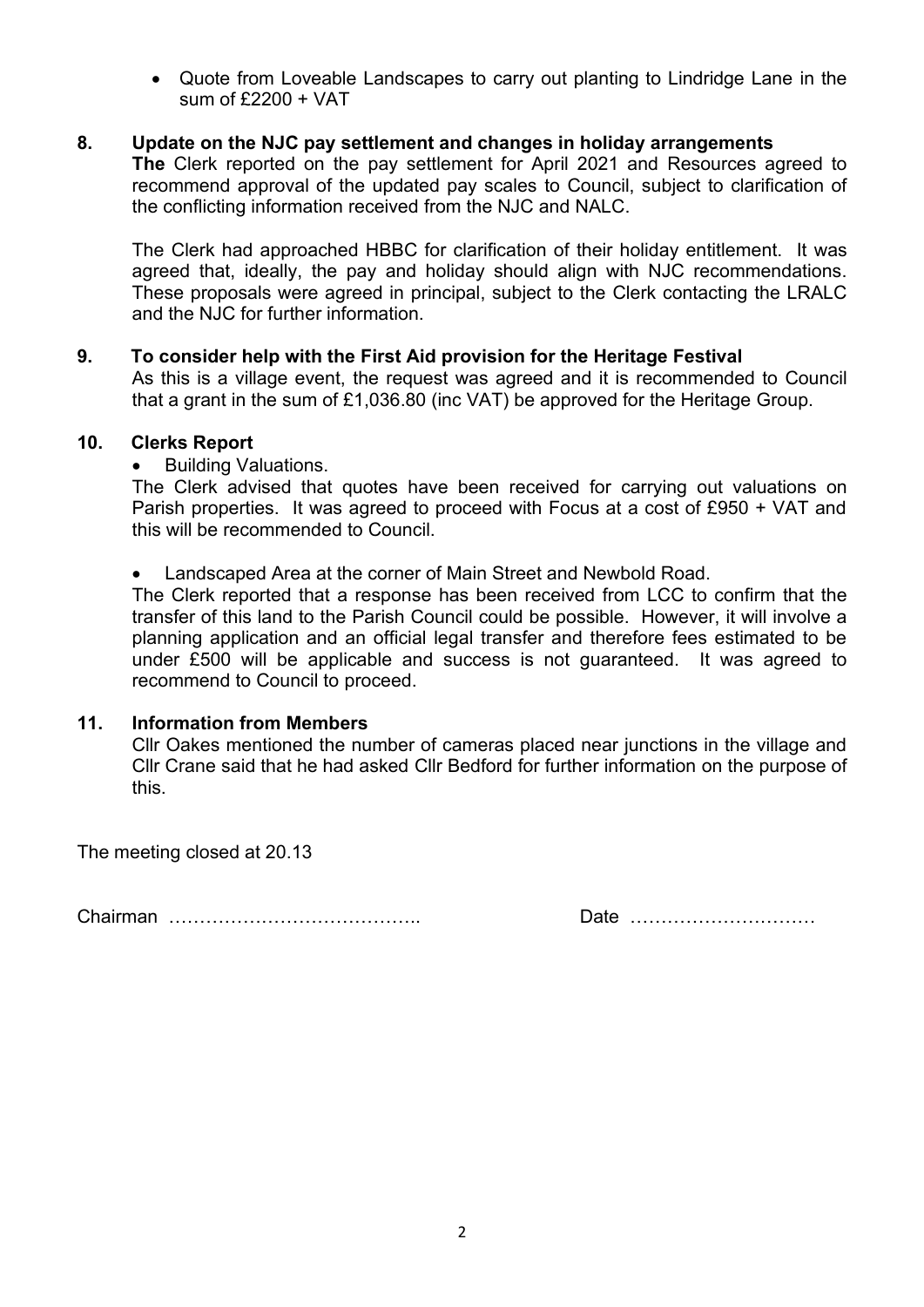- Quote from Loveable Landscapes to carry out planting to Lindridge Lane in the sum of £2200 + VAT

## 8. Update on the NJC pay settlement and changes in holiday arrangements

**The** Clerk reported on the pay settlement for April 2021 and Resources agreed to recommend approval of the updated pay scales to Council, subject to clarification of the conflicting information received from the NJC and NALC.

The Clerk had approached HBBC for clarification of their holiday entitlement. It was agreed that, ideally, the pay and holiday should align with NJC recommendations. These proposals were agreed in principal, subject to the Clerk contacting the LRALC and the NJC for further information.

## 9. To consider help with the First Aid provision for the Heritage Festival

As this is a village event, the request was agreed and it is recommended to Council that a grant in the sum of £1,036.80 (inc VAT) be approved for the Heritage Group.

## 10. Clerks Report

- Building Valuations.

The Clerk advised that quotes have been received for carrying out valuations on Parish properties. It was agreed to proceed with Focus at a cost of £950 + VAT and this will be recommended to Council.

- Landscaped Area at the corner of Main Street and Newbold Road.

The Clerk reported that a response has been received from LCC to confirm that the transfer of this land to the Parish Council could be possible. However, it will involve a planning application and an official legal transfer and therefore fees estimated to be under £500 will be applicable and success is not guaranteed. It was agreed to recommend to Council to proceed.

## 11. Information from Members

Cllr Oakes mentioned the number of cameras placed near junctions in the village and Cllr Crane said that he had asked Cllr Bedford for further information on the purpose of this.

The meeting closed at 20.13

Chairman ………………………………….. Date …………………………